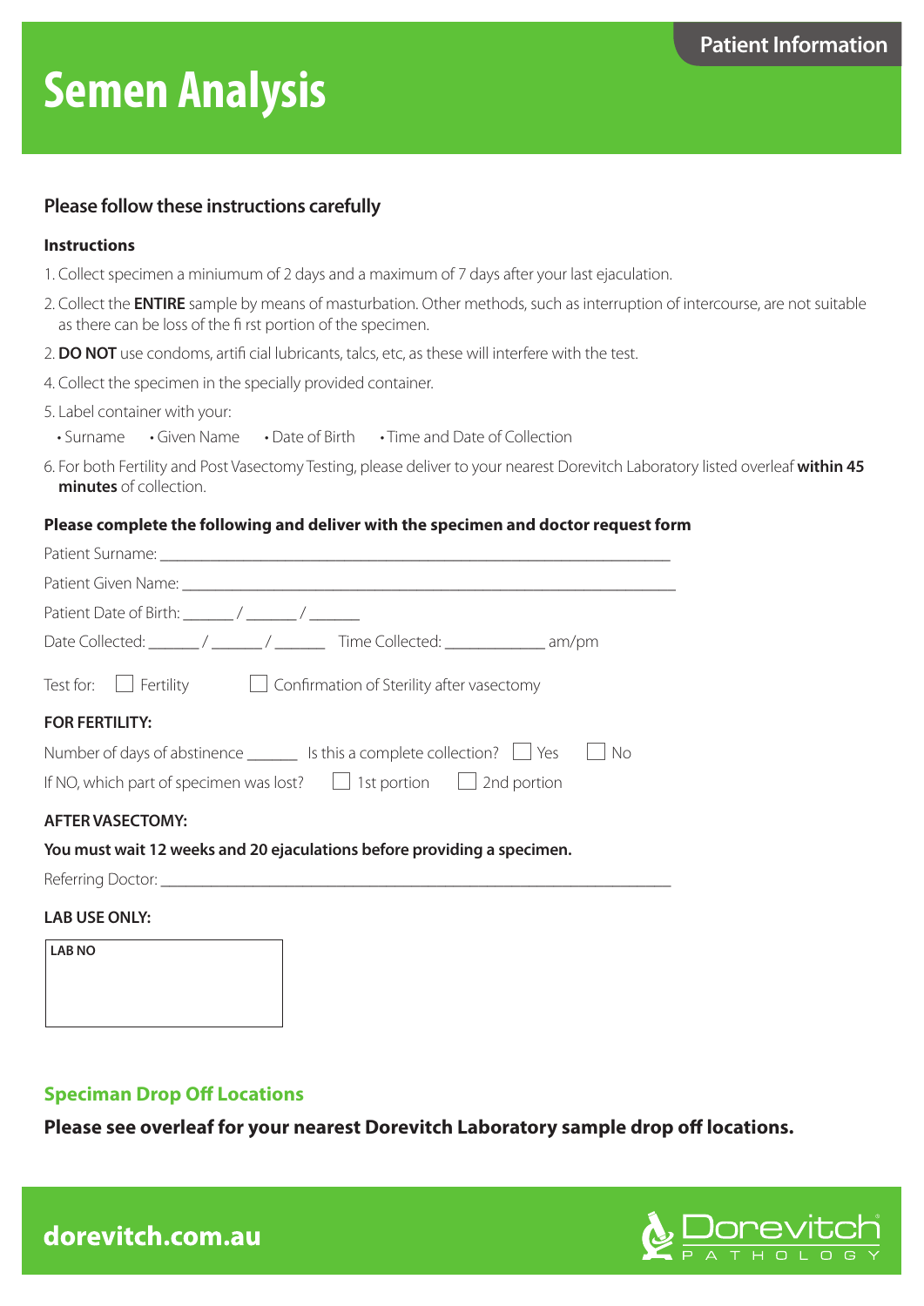Patient Information

# Semen Analysis

## Please follow these instructions carefully

### Instructions

1. Collect specimen a miniumum of 2 days and a maximum of 7 days after your last ejaculation.
2. Collect the **ENTIRE** sample by means of masturbation. Other methods, such as interruption of intercourse, are not suitable as there can be loss of the first portion of the specimen.
2. **DO NOT** use condoms, artificial lubricants, talcs, etc, as these will interfere with the test.
4. Collect the specimen in the specially provided container.
5. Label container with your:
   - Surname
   - Given Name
   - Date of Birth
   - Time and Date of Collection
6. For both Fertility and Post Vasectomy Testing, please deliver to your nearest Dorevitch Laboratory listed overleaf **within 45 minutes** of collection.

**Please complete the following and deliver with the specimen and doctor request form**

Patient Surname: ______________________________________________

Patient Given Name: ______________________________________________

Patient Date of Birth: ______ / ______ / ______

Date Collected: ______ / ______ / ______ Time Collected: ____________ am/pm

Test for: ☐ Fertility ☐ Confirmation of Sterility after vasectomy

**FOR FERTILITY:**

Number of days of abstinence ______ Is this a complete collection? ☐ Yes ☐ No

If NO, which part of specimen was lost? ☐ 1st portion ☐ 2nd portion

**AFTER VASECTOMY:**

**You must wait 12 weeks and 20 ejaculations before providing a specimen.**

Referring Doctor: ______________________________________________

**LAB USE ONLY:**

| LAB NO |
|---|
| |

## Speciman Drop Off Locations

**Please see overleaf for your nearest Dorevitch Laboratory sample drop off locations.**

dorevitch.com.au

Dorevitch PATHOLOGY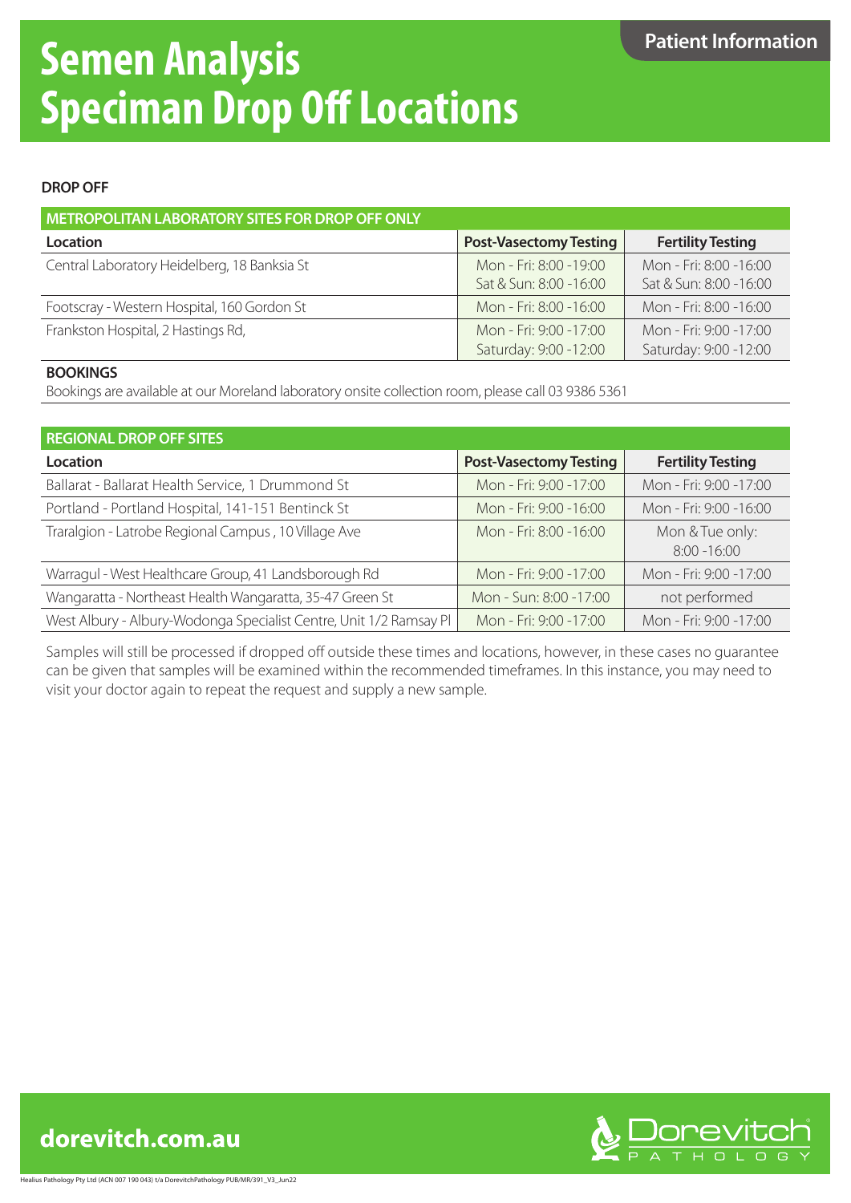Patient Information

# Semen Analysis Speciman Drop Off Locations

**DROP OFF**

| METROPOLITAN LABORATORY SITES FOR DROP OFF ONLY | | |
|---|---|---|
| **Location** | **Post-Vasectomy Testing** | **Fertility Testing** |
| Central Laboratory Heidelberg, 18 Banksia St | Mon - Fri: 8:00 -19:00<br>Sat & Sun: 8:00 -16:00 | Mon - Fri: 8:00 -16:00<br>Sat & Sun: 8:00 -16:00 |
| Footscray - Western Hospital, 160 Gordon St | Mon - Fri: 8:00 -16:00 | Mon - Fri: 8:00 -16:00 |
| Frankston Hospital, 2 Hastings Rd, | Mon - Fri: 9:00 -17:00<br>Saturday: 9:00 -12:00 | Mon - Fri: 9:00 -17:00<br>Saturday: 9:00 -12:00 |

**BOOKINGS**

Bookings are available at our Moreland laboratory onsite collection room, please call 03 9386 5361

| REGIONAL DROP OFF SITES | | |
|---|---|---|
| **Location** | **Post-Vasectomy Testing** | **Fertility Testing** |
| Ballarat - Ballarat Health Service, 1 Drummond St | Mon - Fri: 9:00 -17:00 | Mon - Fri: 9:00 -17:00 |
| Portland - Portland Hospital, 141-151 Bentinck St | Mon - Fri: 9:00 -16:00 | Mon - Fri: 9:00 -16:00 |
| Traralgion - Latrobe Regional Campus , 10 Village Ave | Mon - Fri: 8:00 -16:00 | Mon & Tue only:<br>8:00 -16:00 |
| Warragul - West Healthcare Group, 41 Landsborough Rd | Mon - Fri: 9:00 -17:00 | Mon - Fri: 9:00 -17:00 |
| Wangaratta - Northeast Health Wangaratta, 35-47 Green St | Mon - Sun: 8:00 -17:00 | not performed |
| West Albury - Albury-Wodonga Specialist Centre, Unit 1/2 Ramsay Pl | Mon - Fri: 9:00 -17:00 | Mon - Fri: 9:00 -17:00 |

Samples will still be processed if dropped off outside these times and locations, however, in these cases no guarantee can be given that samples will be examined within the recommended timeframes. In this instance, you may need to visit your doctor again to repeat the request and supply a new sample.

**dorevitch.com.au**

Dorevitch PATHOLOGY

Healius Pathology Pty Ltd (ACN 007 190 043) t/a DorevitchPathology PUB/MR/391_V3_Jun22